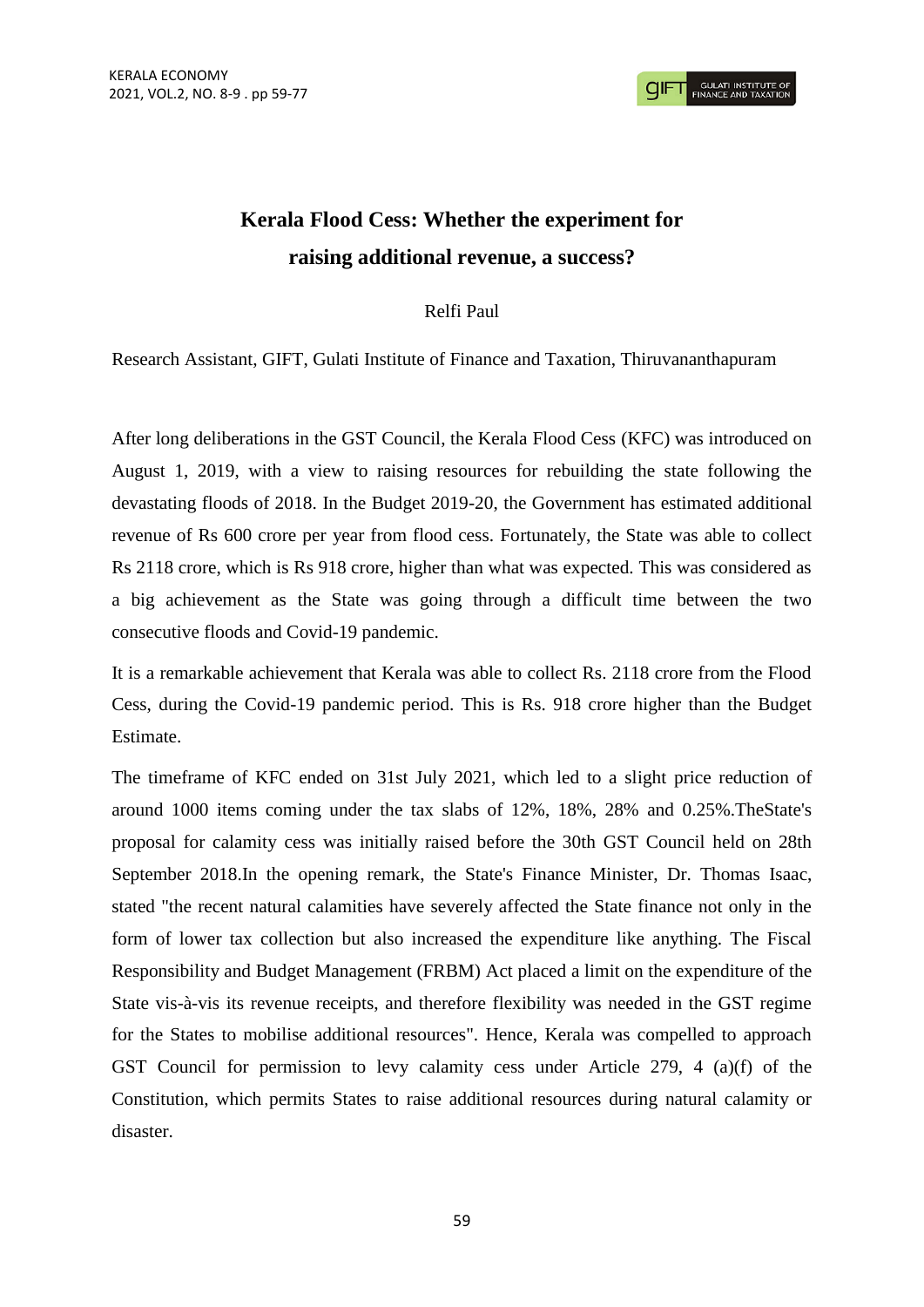# Kerala Flood Cess: Whether the experiment for raising additional revenue, a success?

Relfi Paul

Research Assistant, GIFT, Gulati Institute of Finance and Taxation, Thiruvananthapuram

After long deliberations in the GST Council, the Kerala Flood Cess (KFC) was introduced on August 1, 2019, with a view to raising resources for rebuilding the state following the devastating floods of 2018. In the Budget 2019-20, the Government has estimated additional revenue of Rs 600 crore per year from flood cess. Fortunately, the State was able to collect Rs 2118 crore, which is Rs 918 crore, higher than what was expected. This was considered as a big achievement as the State was going through a difficult time between the two consecutive floods and Covid-19 pandemic.

It is a remarkable achievement that Kerala was able to collect Rs. 2118 crore from the Flood Cess, during the Covid-19 pandemic period. This is Rs. 918 crore higher than the Budget Estimate.

The timeframe of KFC ended on 31st July 2021, which led to a slight price reduction of around 1000 items coming under the tax slabs of 12%, 18%, 28% and 0.25%.TheState's proposal for calamity cess was initially raised before the 30th GST Council held on 28th September 2018.In the opening remark, the State's Finance Minister, Dr. Thomas Isaac, stated "the recent natural calamities have severely affected the State finance not only in the form of lower tax collection but also increased the expenditure like anything. The Fiscal Responsibility and Budget Management (FRBM) Act placed a limit on the expenditure of the State vis-à-vis its revenue receipts, and therefore flexibility was needed in the GST regime for the States to mobilise additional resources". Hence, Kerala was compelled to approach GST Council for permission to levy calamity cess under Article 279, 4 (a)(f) of the Constitution, which permits States to raise additional resources during natural calamity or disaster.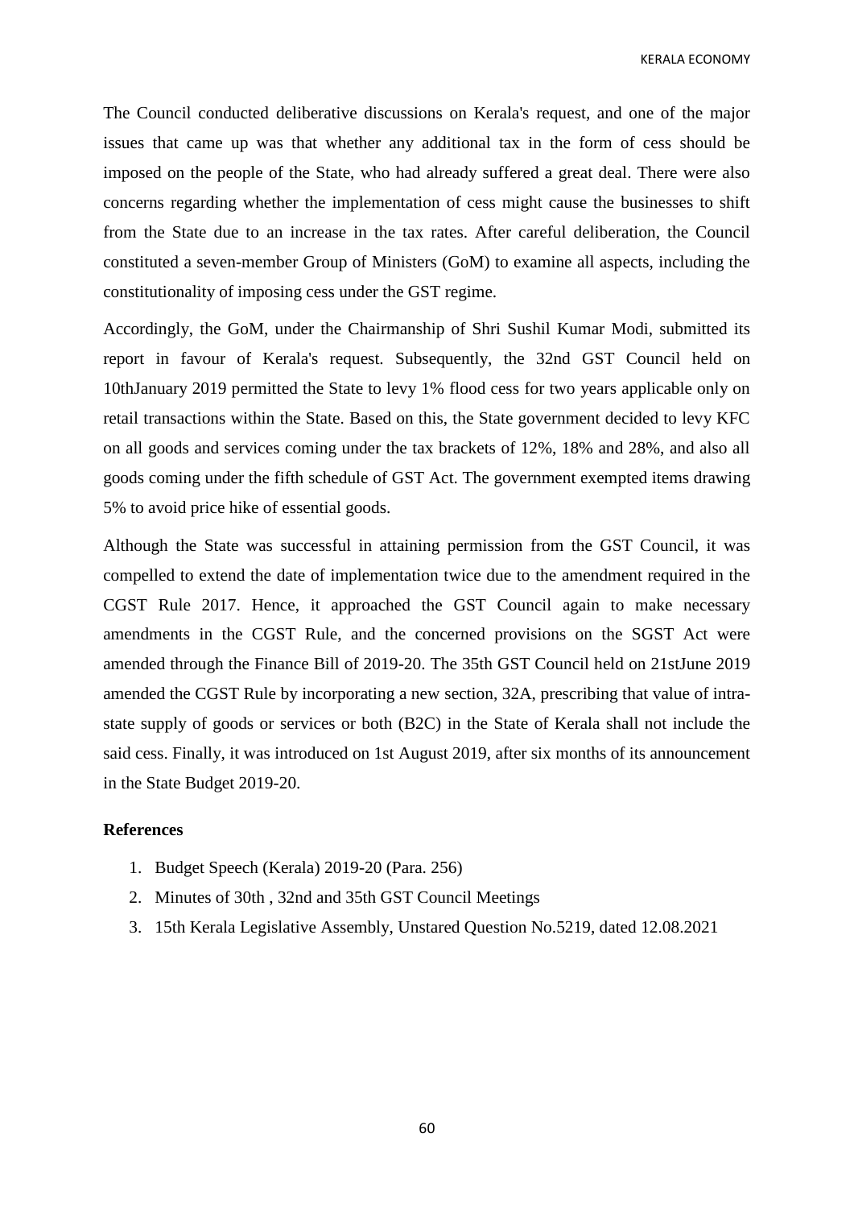The Council conducted deliberative discussions on Kerala's request, and one of the major issues that came up was that whether any additional tax in the form of cess should be imposed on the people of the State, who had already suffered a great deal. There were also concerns regarding whether the implementation of cess might cause the businesses to shift from the State due to an increase in the tax rates. After careful deliberation, the Council constituted a seven-member Group of Ministers (GoM) to examine all aspects, including the constitutionality of imposing cess under the GST regime.

Accordingly, the GoM, under the Chairmanship of Shri Sushil Kumar Modi, submitted its report in favour of Kerala's request. Subsequently, the 32nd GST Council held on 10thJanuary 2019 permitted the State to levy 1% flood cess for two years applicable only on retail transactions within the State. Based on this, the State government decided to levy KFC on all goods and services coming under the tax brackets of 12%, 18% and 28%, and also all goods coming under the fifth schedule of GST Act. The government exempted items drawing 5% to avoid price hike of essential goods.

Although the State was successful in attaining permission from the GST Council, it was compelled to extend the date of implementation twice due to the amendment required in the CGST Rule 2017. Hence, it approached the GST Council again to make necessary amendments in the CGST Rule, and the concerned provisions on the SGST Act were amended through the Finance Bill of 2019-20. The 35th GST Council held on 21stJune 2019 amended the CGST Rule by incorporating a new section, 32A, prescribing that value of intra-state supply of goods or services or both (B2C) in the State of Kerala shall not include the said cess. Finally, it was introduced on 1st August 2019, after six months of its announcement in the State Budget 2019-20.

**References**

1. Budget Speech (Kerala) 2019-20 (Para. 256)
2. Minutes of 30th , 32nd and 35th GST Council Meetings
3. 15th Kerala Legislative Assembly, Unstared Question No.5219, dated 12.08.2021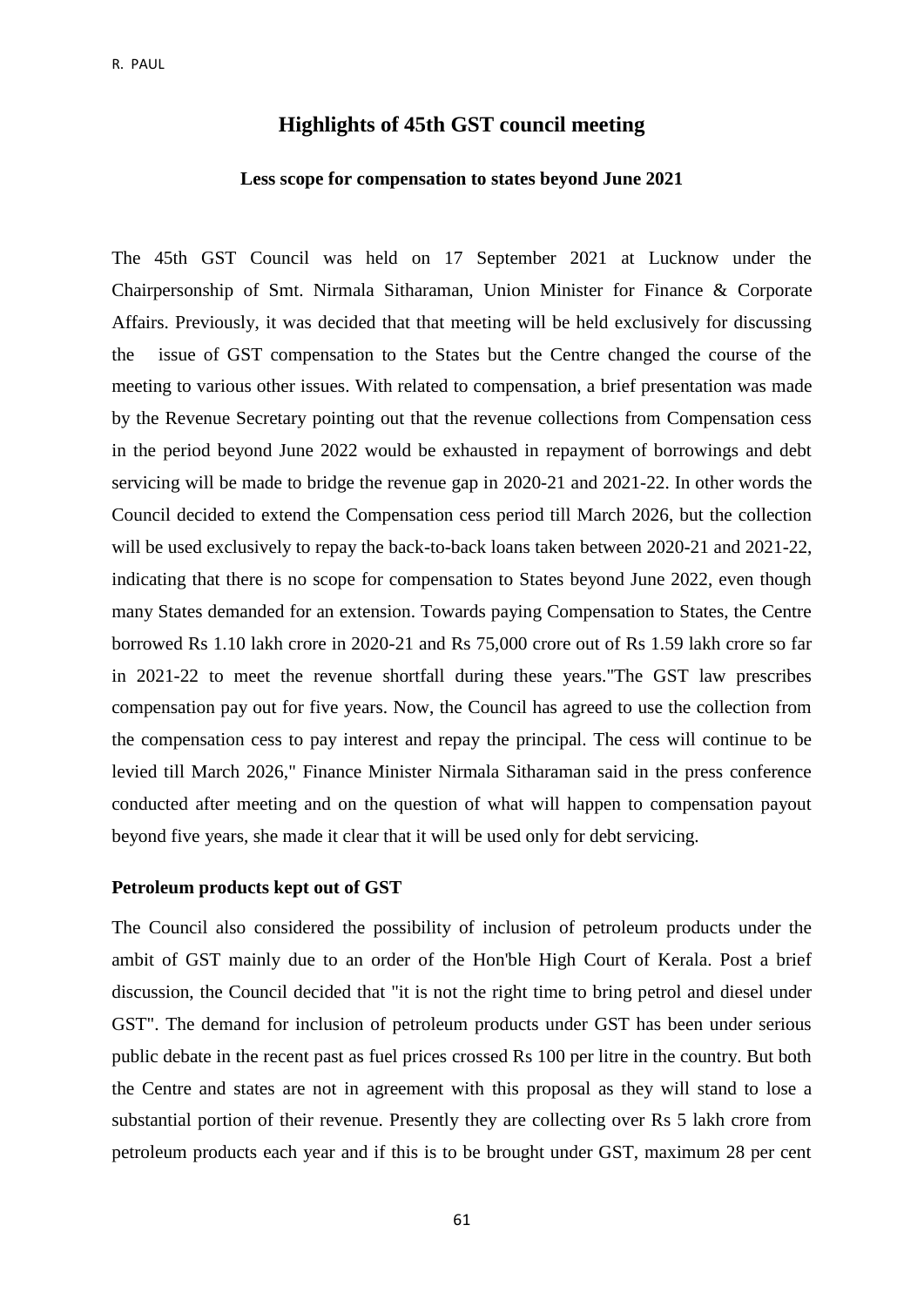## Highlights of 45th GST council meeting

### Less scope for compensation to states beyond June 2021

The 45th GST Council was held on 17 September 2021 at Lucknow under the Chairpersonship of Smt. Nirmala Sitharaman, Union Minister for Finance & Corporate Affairs. Previously, it was decided that that meeting will be held exclusively for discussing the issue of GST compensation to the States but the Centre changed the course of the meeting to various other issues. With related to compensation, a brief presentation was made by the Revenue Secretary pointing out that the revenue collections from Compensation cess in the period beyond June 2022 would be exhausted in repayment of borrowings and debt servicing will be made to bridge the revenue gap in 2020-21 and 2021-22. In other words the Council decided to extend the Compensation cess period till March 2026, but the collection will be used exclusively to repay the back-to-back loans taken between 2020-21 and 2021-22, indicating that there is no scope for compensation to States beyond June 2022, even though many States demanded for an extension. Towards paying Compensation to States, the Centre borrowed Rs 1.10 lakh crore in 2020-21 and Rs 75,000 crore out of Rs 1.59 lakh crore so far in 2021-22 to meet the revenue shortfall during these years."The GST law prescribes compensation pay out for five years. Now, the Council has agreed to use the collection from the compensation cess to pay interest and repay the principal. The cess will continue to be levied till March 2026," Finance Minister Nirmala Sitharaman said in the press conference conducted after meeting and on the question of what will happen to compensation payout beyond five years, she made it clear that it will be used only for debt servicing.

**Petroleum products kept out of GST**

The Council also considered the possibility of inclusion of petroleum products under the ambit of GST mainly due to an order of the Hon'ble High Court of Kerala. Post a brief discussion, the Council decided that "it is not the right time to bring petrol and diesel under GST". The demand for inclusion of petroleum products under GST has been under serious public debate in the recent past as fuel prices crossed Rs 100 per litre in the country. But both the Centre and states are not in agreement with this proposal as they will stand to lose a substantial portion of their revenue. Presently they are collecting over Rs 5 lakh crore from petroleum products each year and if this is to be brought under GST, maximum 28 per cent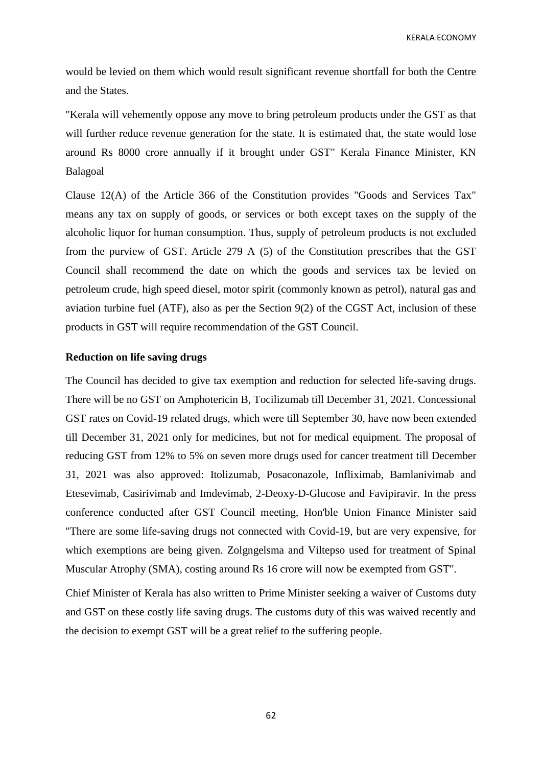would be levied on them which would result significant revenue shortfall for both the Centre and the States.

"Kerala will vehemently oppose any move to bring petroleum products under the GST as that will further reduce revenue generation for the state. It is estimated that, the state would lose around Rs 8000 crore annually if it brought under GST" Kerala Finance Minister, KN Balagoal

Clause 12(A) of the Article 366 of the Constitution provides "Goods and Services Tax" means any tax on supply of goods, or services or both except taxes on the supply of the alcoholic liquor for human consumption. Thus, supply of petroleum products is not excluded from the purview of GST. Article 279 A (5) of the Constitution prescribes that the GST Council shall recommend the date on which the goods and services tax be levied on petroleum crude, high speed diesel, motor spirit (commonly known as petrol), natural gas and aviation turbine fuel (ATF), also as per the Section 9(2) of the CGST Act, inclusion of these products in GST will require recommendation of the GST Council.

**Reduction on life saving drugs**

The Council has decided to give tax exemption and reduction for selected life-saving drugs. There will be no GST on Amphotericin B, Tocilizumab till December 31, 2021. Concessional GST rates on Covid-19 related drugs, which were till September 30, have now been extended till December 31, 2021 only for medicines, but not for medical equipment. The proposal of reducing GST from 12% to 5% on seven more drugs used for cancer treatment till December 31, 2021 was also approved: Itolizumab, Posaconazole, Infliximab, Bamlanivimab and Etesevimab, Casirivimab and Imdevimab, 2-Deoxy-D-Glucose and Favipiravir. In the press conference conducted after GST Council meeting, Hon'ble Union Finance Minister said "There are some life-saving drugs not connected with Covid-19, but are very expensive, for which exemptions are being given. Zolgngelsma and Viltepso used for treatment of Spinal Muscular Atrophy (SMA), costing around Rs 16 crore will now be exempted from GST".

Chief Minister of Kerala has also written to Prime Minister seeking a waiver of Customs duty and GST on these costly life saving drugs. The customs duty of this was waived recently and the decision to exempt GST will be a great relief to the suffering people.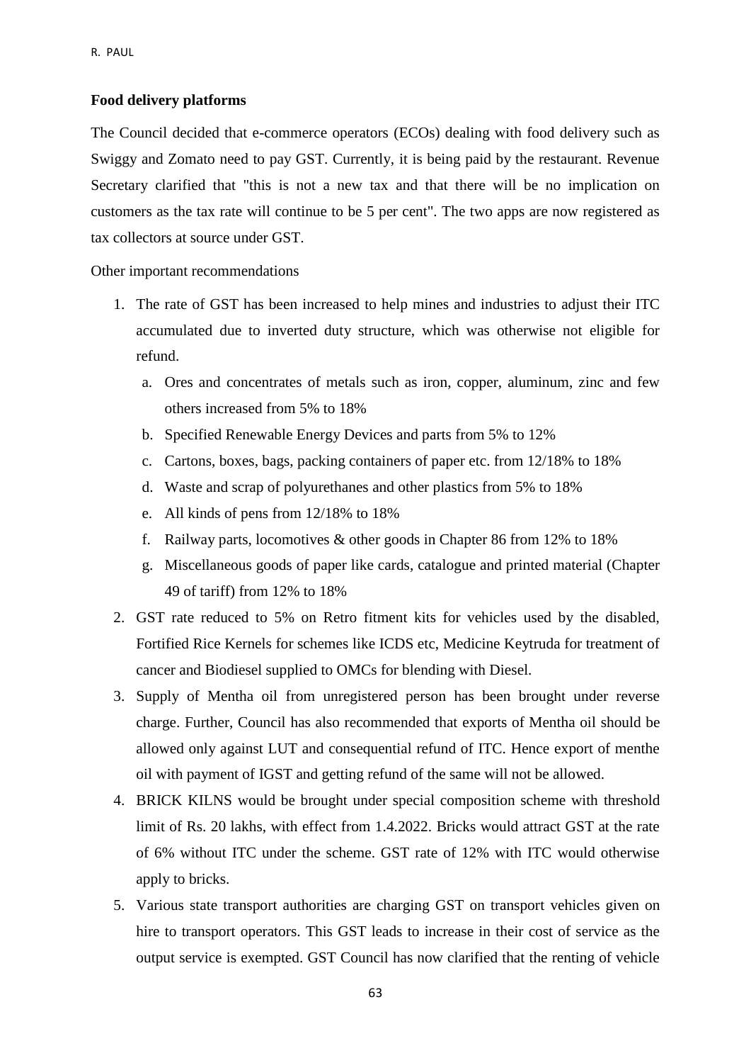**Food delivery platforms**

The Council decided that e-commerce operators (ECOs) dealing with food delivery such as Swiggy and Zomato need to pay GST. Currently, it is being paid by the restaurant. Revenue Secretary clarified that "this is not a new tax and that there will be no implication on customers as the tax rate will continue to be 5 per cent". The two apps are now registered as tax collectors at source under GST.

Other important recommendations

1. The rate of GST has been increased to help mines and industries to adjust their ITC accumulated due to inverted duty structure, which was otherwise not eligible for refund.
   a. Ores and concentrates of metals such as iron, copper, aluminum, zinc and few others increased from 5% to 18%
   b. Specified Renewable Energy Devices and parts from 5% to 12%
   c. Cartons, boxes, bags, packing containers of paper etc. from 12/18% to 18%
   d. Waste and scrap of polyurethanes and other plastics from 5% to 18%
   e. All kinds of pens from 12/18% to 18%
   f. Railway parts, locomotives & other goods in Chapter 86 from 12% to 18%
   g. Miscellaneous goods of paper like cards, catalogue and printed material (Chapter 49 of tariff) from 12% to 18%
2. GST rate reduced to 5% on Retro fitment kits for vehicles used by the disabled, Fortified Rice Kernels for schemes like ICDS etc, Medicine Keytruda for treatment of cancer and Biodiesel supplied to OMCs for blending with Diesel.
3. Supply of Mentha oil from unregistered person has been brought under reverse charge. Further, Council has also recommended that exports of Mentha oil should be allowed only against LUT and consequential refund of ITC. Hence export of menthe oil with payment of IGST and getting refund of the same will not be allowed.
4. BRICK KILNS would be brought under special composition scheme with threshold limit of Rs. 20 lakhs, with effect from 1.4.2022. Bricks would attract GST at the rate of 6% without ITC under the scheme. GST rate of 12% with ITC would otherwise apply to bricks.
5. Various state transport authorities are charging GST on transport vehicles given on hire to transport operators. This GST leads to increase in their cost of service as the output service is exempted. GST Council has now clarified that the renting of vehicle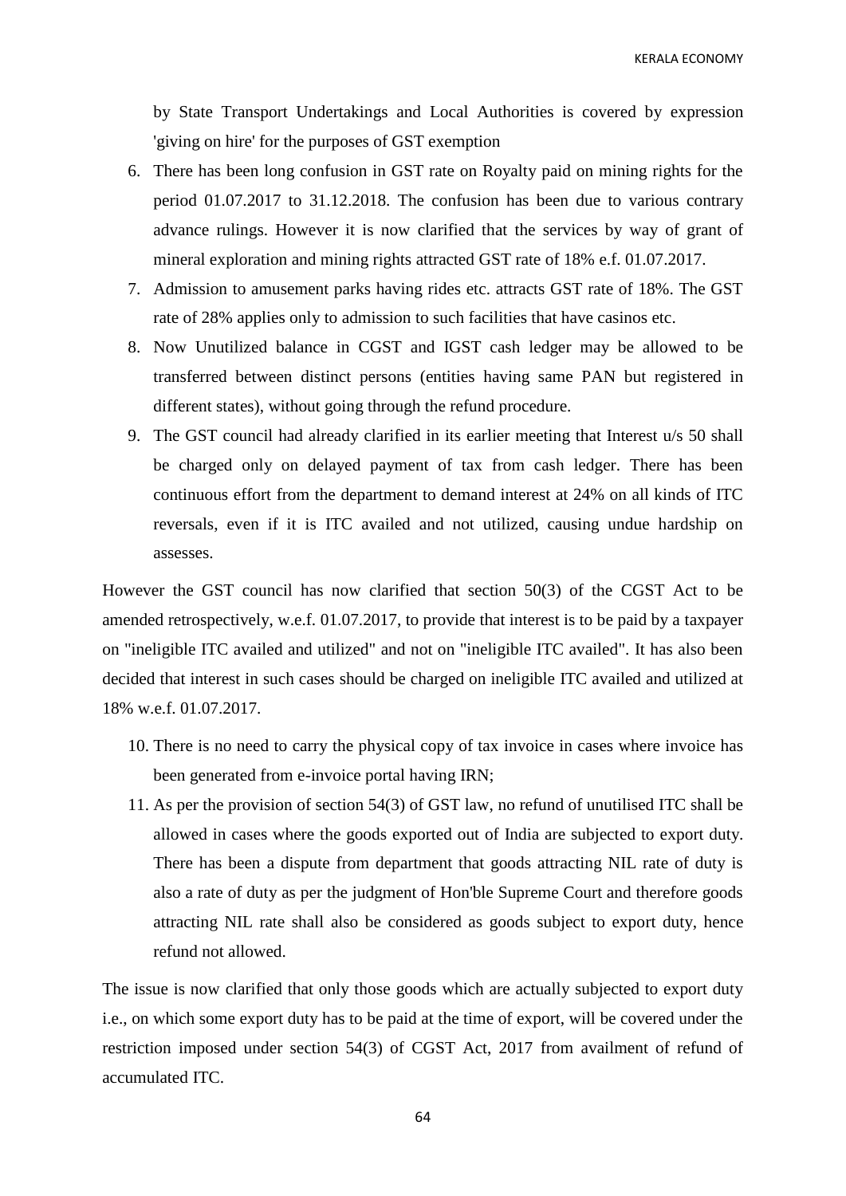by State Transport Undertakings and Local Authorities is covered by expression 'giving on hire' for the purposes of GST exemption

6. There has been long confusion in GST rate on Royalty paid on mining rights for the period 01.07.2017 to 31.12.2018. The confusion has been due to various contrary advance rulings. However it is now clarified that the services by way of grant of mineral exploration and mining rights attracted GST rate of 18% e.f. 01.07.2017.
7. Admission to amusement parks having rides etc. attracts GST rate of 18%. The GST rate of 28% applies only to admission to such facilities that have casinos etc.
8. Now Unutilized balance in CGST and IGST cash ledger may be allowed to be transferred between distinct persons (entities having same PAN but registered in different states), without going through the refund procedure.
9. The GST council had already clarified in its earlier meeting that Interest u/s 50 shall be charged only on delayed payment of tax from cash ledger. There has been continuous effort from the department to demand interest at 24% on all kinds of ITC reversals, even if it is ITC availed and not utilized, causing undue hardship on assesses.

However the GST council has now clarified that section 50(3) of the CGST Act to be amended retrospectively, w.e.f. 01.07.2017, to provide that interest is to be paid by a taxpayer on "ineligible ITC availed and utilized" and not on "ineligible ITC availed". It has also been decided that interest in such cases should be charged on ineligible ITC availed and utilized at 18% w.e.f. 01.07.2017.

10. There is no need to carry the physical copy of tax invoice in cases where invoice has been generated from e-invoice portal having IRN;
11. As per the provision of section 54(3) of GST law, no refund of unutilised ITC shall be allowed in cases where the goods exported out of India are subjected to export duty. There has been a dispute from department that goods attracting NIL rate of duty is also a rate of duty as per the judgment of Hon'ble Supreme Court and therefore goods attracting NIL rate shall also be considered as goods subject to export duty, hence refund not allowed.

The issue is now clarified that only those goods which are actually subjected to export duty i.e., on which some export duty has to be paid at the time of export, will be covered under the restriction imposed under section 54(3) of CGST Act, 2017 from availment of refund of accumulated ITC.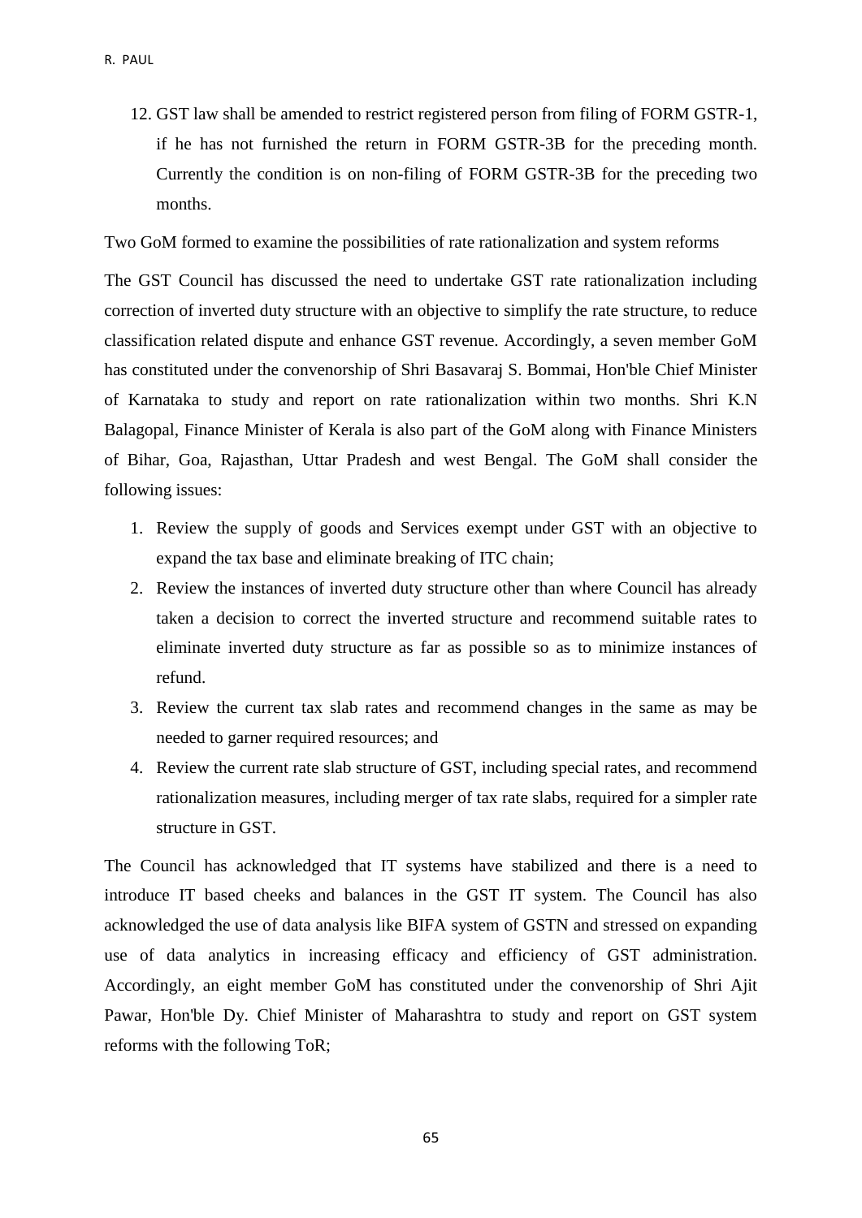12. GST law shall be amended to restrict registered person from filing of FORM GSTR-1, if he has not furnished the return in FORM GSTR-3B for the preceding month. Currently the condition is on non-filing of FORM GSTR-3B for the preceding two months.

Two GoM formed to examine the possibilities of rate rationalization and system reforms

The GST Council has discussed the need to undertake GST rate rationalization including correction of inverted duty structure with an objective to simplify the rate structure, to reduce classification related dispute and enhance GST revenue. Accordingly, a seven member GoM has constituted under the convenorship of Shri Basavaraj S. Bommai, Hon'ble Chief Minister of Karnataka to study and report on rate rationalization within two months. Shri K.N Balagopal, Finance Minister of Kerala is also part of the GoM along with Finance Ministers of Bihar, Goa, Rajasthan, Uttar Pradesh and west Bengal. The GoM shall consider the following issues:

1. Review the supply of goods and Services exempt under GST with an objective to expand the tax base and eliminate breaking of ITC chain;
2. Review the instances of inverted duty structure other than where Council has already taken a decision to correct the inverted structure and recommend suitable rates to eliminate inverted duty structure as far as possible so as to minimize instances of refund.
3. Review the current tax slab rates and recommend changes in the same as may be needed to garner required resources; and
4. Review the current rate slab structure of GST, including special rates, and recommend rationalization measures, including merger of tax rate slabs, required for a simpler rate structure in GST.

The Council has acknowledged that IT systems have stabilized and there is a need to introduce IT based cheeks and balances in the GST IT system. The Council has also acknowledged the use of data analysis like BIFA system of GSTN and stressed on expanding use of data analytics in increasing efficacy and efficiency of GST administration. Accordingly, an eight member GoM has constituted under the convenorship of Shri Ajit Pawar, Hon'ble Dy. Chief Minister of Maharashtra to study and report on GST system reforms with the following ToR;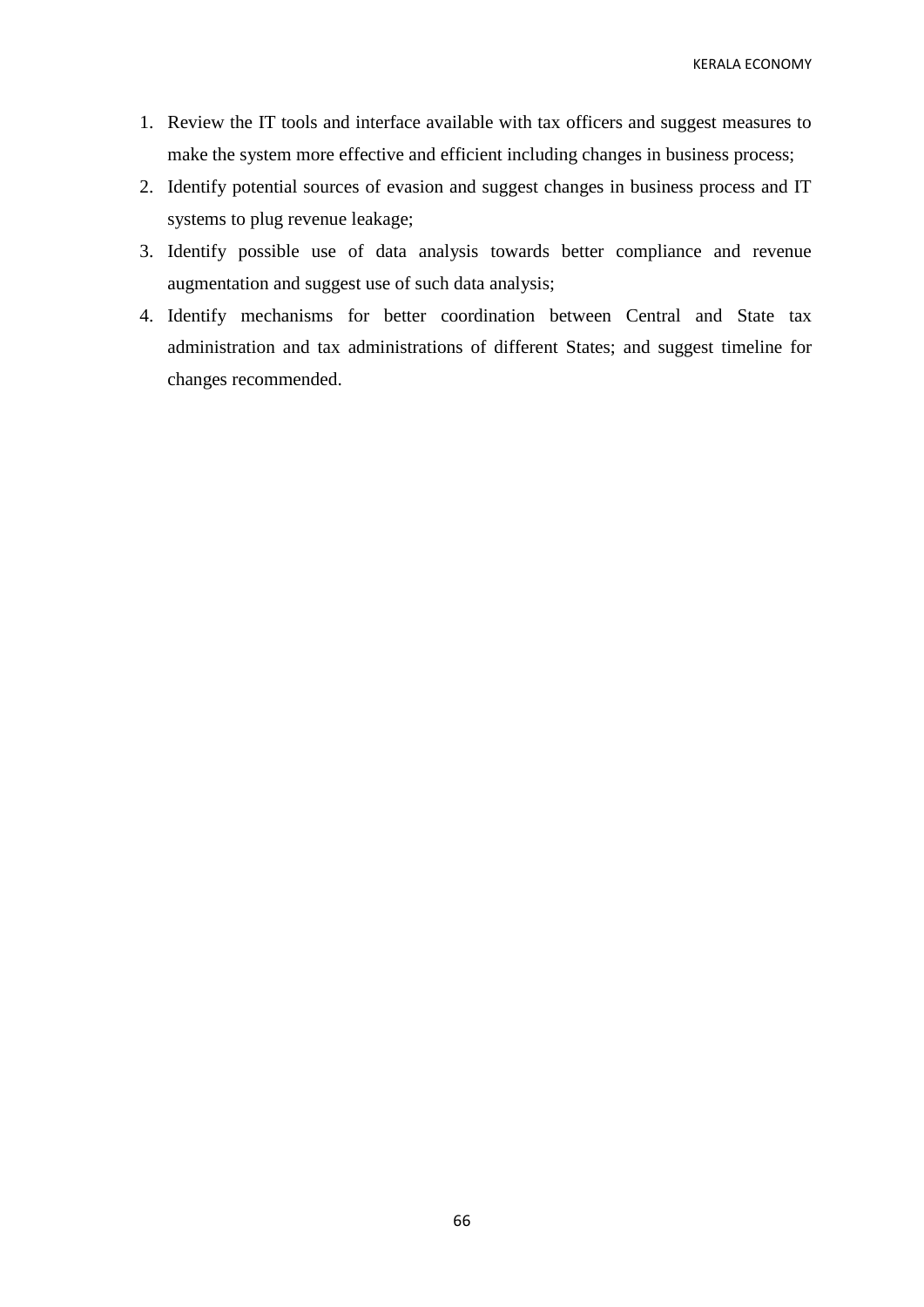1. Review the IT tools and interface available with tax officers and suggest measures to make the system more effective and efficient including changes in business process;
2. Identify potential sources of evasion and suggest changes in business process and IT systems to plug revenue leakage;
3. Identify possible use of data analysis towards better compliance and revenue augmentation and suggest use of such data analysis;
4. Identify mechanisms for better coordination between Central and State tax administration and tax administrations of different States; and suggest timeline for changes recommended.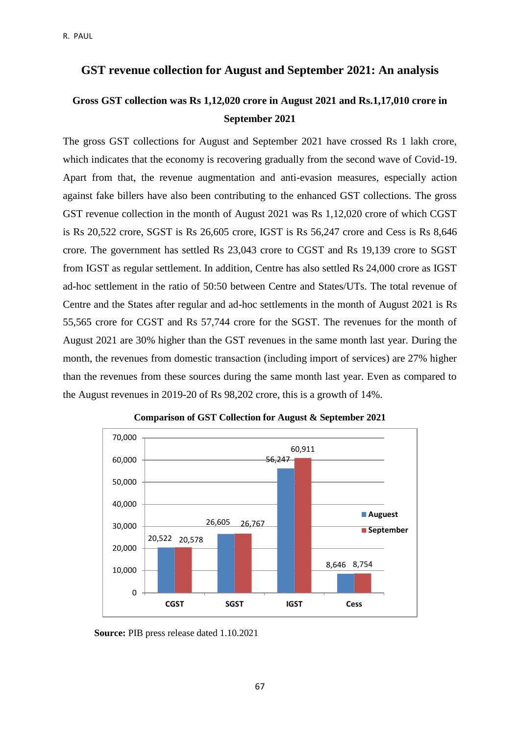## GST revenue collection for August and September 2021: An analysis

### Gross GST collection was Rs 1,12,020 crore in August 2021 and Rs.1,17,010 crore in September 2021

The gross GST collections for August and September 2021 have crossed Rs 1 lakh crore, which indicates that the economy is recovering gradually from the second wave of Covid-19. Apart from that, the revenue augmentation and anti-evasion measures, especially action against fake billers have also been contributing to the enhanced GST collections. The gross GST revenue collection in the month of August 2021 was Rs 1,12,020 crore of which CGST is Rs 20,522 crore, SGST is Rs 26,605 crore, IGST is Rs 56,247 crore and Cess is Rs 8,646 crore. The government has settled Rs 23,043 crore to CGST and Rs 19,139 crore to SGST from IGST as regular settlement. In addition, Centre has also settled Rs 24,000 crore as IGST ad-hoc settlement in the ratio of 50:50 between Centre and States/UTs. The total revenue of Centre and the States after regular and ad-hoc settlements in the month of August 2021 is Rs 55,565 crore for CGST and Rs 57,744 crore for the SGST. The revenues for the month of August 2021 are 30% higher than the GST revenues in the same month last year. During the month, the revenues from domestic transaction (including import of services) are 27% higher than the revenues from these sources during the same month last year. Even as compared to the August revenues in 2019-20 of Rs 98,202 crore, this is a growth of 14%.

**Comparison of GST Collection for August & September 2021**

| | Auguest | September |
|---|---|---|
| CGST | 20,522 | 20,578 |
| SGST | 26,605 | 26,767 |
| IGST | 56,247 | 60,911 |
| Cess | 8,646 | 8,754 |

**Source:** PIB press release dated 1.10.2021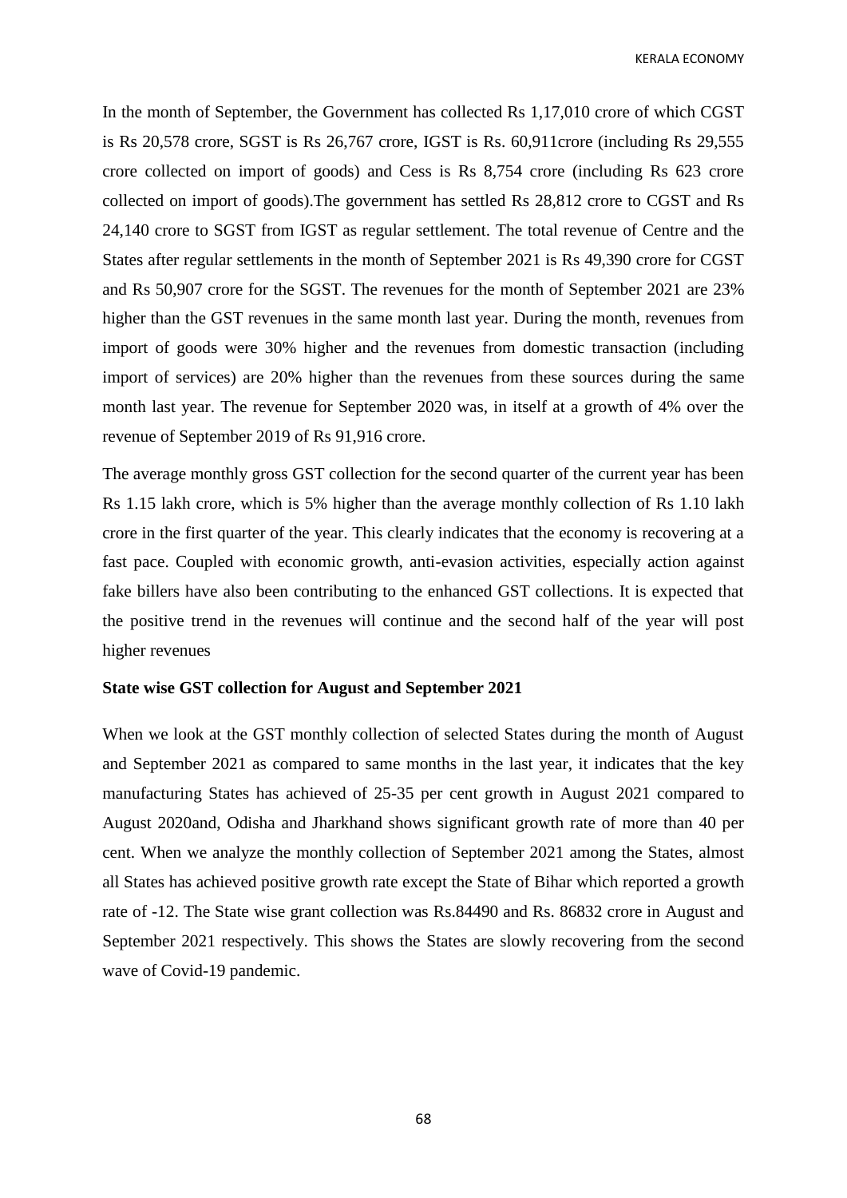In the month of September, the Government has collected Rs 1,17,010 crore of which CGST is Rs 20,578 crore, SGST is Rs 26,767 crore, IGST is Rs. 60,911crore (including Rs 29,555 crore collected on import of goods) and Cess is Rs 8,754 crore (including Rs 623 crore collected on import of goods).The government has settled Rs 28,812 crore to CGST and Rs 24,140 crore to SGST from IGST as regular settlement. The total revenue of Centre and the States after regular settlements in the month of September 2021 is Rs 49,390 crore for CGST and Rs 50,907 crore for the SGST. The revenues for the month of September 2021 are 23% higher than the GST revenues in the same month last year. During the month, revenues from import of goods were 30% higher and the revenues from domestic transaction (including import of services) are 20% higher than the revenues from these sources during the same month last year. The revenue for September 2020 was, in itself at a growth of 4% over the revenue of September 2019 of Rs 91,916 crore.

The average monthly gross GST collection for the second quarter of the current year has been Rs 1.15 lakh crore, which is 5% higher than the average monthly collection of Rs 1.10 lakh crore in the first quarter of the year. This clearly indicates that the economy is recovering at a fast pace. Coupled with economic growth, anti-evasion activities, especially action against fake billers have also been contributing to the enhanced GST collections. It is expected that the positive trend in the revenues will continue and the second half of the year will post higher revenues

**State wise GST collection for August and September 2021**

When we look at the GST monthly collection of selected States during the month of August and September 2021 as compared to same months in the last year, it indicates that the key manufacturing States has achieved of 25-35 per cent growth in August 2021 compared to August 2020and, Odisha and Jharkhand shows significant growth rate of more than 40 per cent. When we analyze the monthly collection of September 2021 among the States, almost all States has achieved positive growth rate except the State of Bihar which reported a growth rate of -12. The State wise grant collection was Rs.84490 and Rs. 86832 crore in August and September 2021 respectively. This shows the States are slowly recovering from the second wave of Covid-19 pandemic.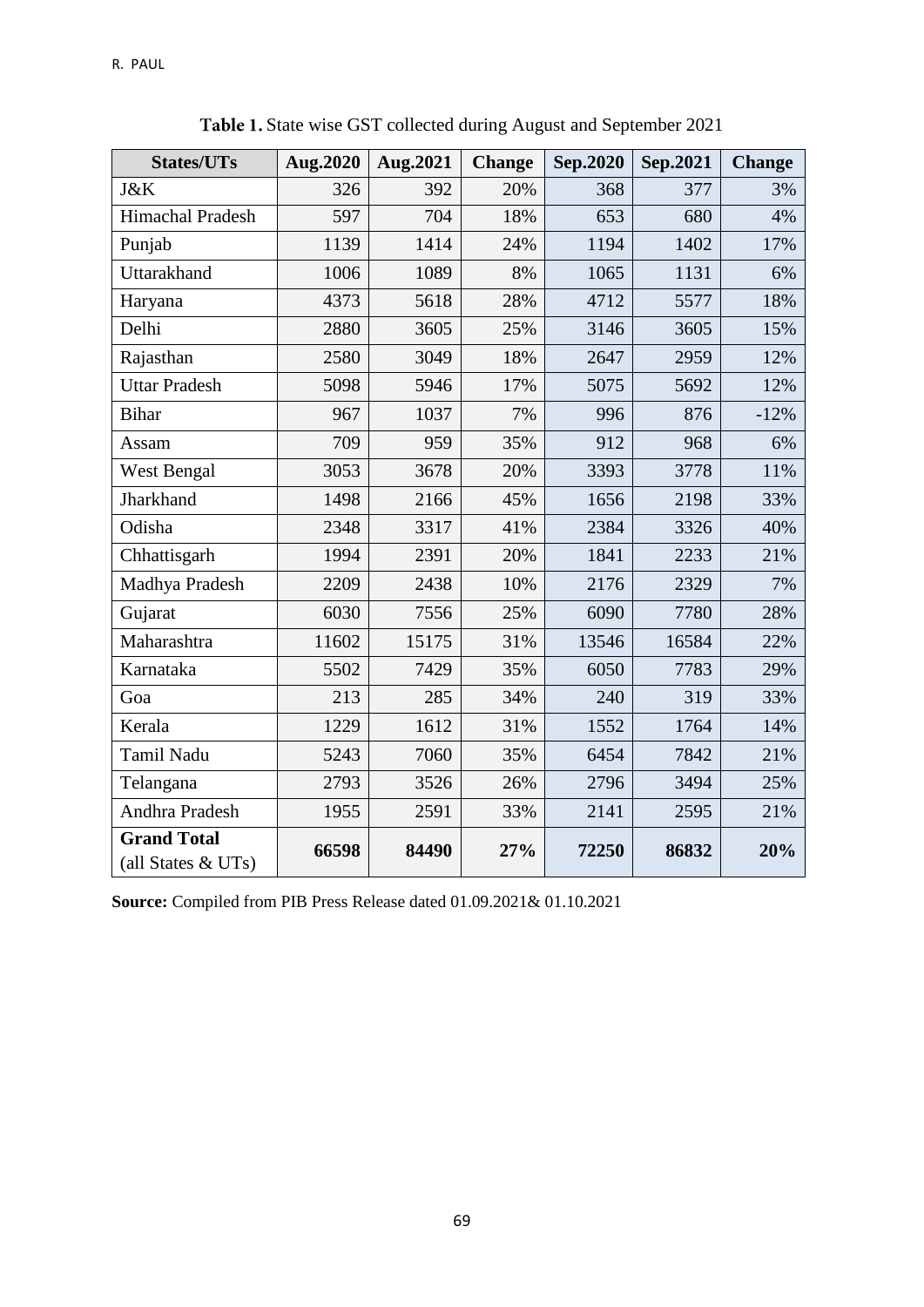**Table 1.** State wise GST collected during August and September 2021

| States/UTs | Aug.2020 | Aug.2021 | Change | Sep.2020 | Sep.2021 | Change |
|---|---|---|---|---|---|---|
| J&K | 326 | 392 | 20% | 368 | 377 | 3% |
| Himachal Pradesh | 597 | 704 | 18% | 653 | 680 | 4% |
| Punjab | 1139 | 1414 | 24% | 1194 | 1402 | 17% |
| Uttarakhand | 1006 | 1089 | 8% | 1065 | 1131 | 6% |
| Haryana | 4373 | 5618 | 28% | 4712 | 5577 | 18% |
| Delhi | 2880 | 3605 | 25% | 3146 | 3605 | 15% |
| Rajasthan | 2580 | 3049 | 18% | 2647 | 2959 | 12% |
| Uttar Pradesh | 5098 | 5946 | 17% | 5075 | 5692 | 12% |
| Bihar | 967 | 1037 | 7% | 996 | 876 | -12% |
| Assam | 709 | 959 | 35% | 912 | 968 | 6% |
| West Bengal | 3053 | 3678 | 20% | 3393 | 3778 | 11% |
| Jharkhand | 1498 | 2166 | 45% | 1656 | 2198 | 33% |
| Odisha | 2348 | 3317 | 41% | 2384 | 3326 | 40% |
| Chhattisgarh | 1994 | 2391 | 20% | 1841 | 2233 | 21% |
| Madhya Pradesh | 2209 | 2438 | 10% | 2176 | 2329 | 7% |
| Gujarat | 6030 | 7556 | 25% | 6090 | 7780 | 28% |
| Maharashtra | 11602 | 15175 | 31% | 13546 | 16584 | 22% |
| Karnataka | 5502 | 7429 | 35% | 6050 | 7783 | 29% |
| Goa | 213 | 285 | 34% | 240 | 319 | 33% |
| Kerala | 1229 | 1612 | 31% | 1552 | 1764 | 14% |
| Tamil Nadu | 5243 | 7060 | 35% | 6454 | 7842 | 21% |
| Telangana | 2793 | 3526 | 26% | 2796 | 3494 | 25% |
| Andhra Pradesh | 1955 | 2591 | 33% | 2141 | 2595 | 21% |
| **Grand Total** (all States & UTs) | **66598** | **84490** | **27%** | **72250** | **86832** | **20%** |

**Source:** Compiled from PIB Press Release dated 01.09.2021& 01.10.2021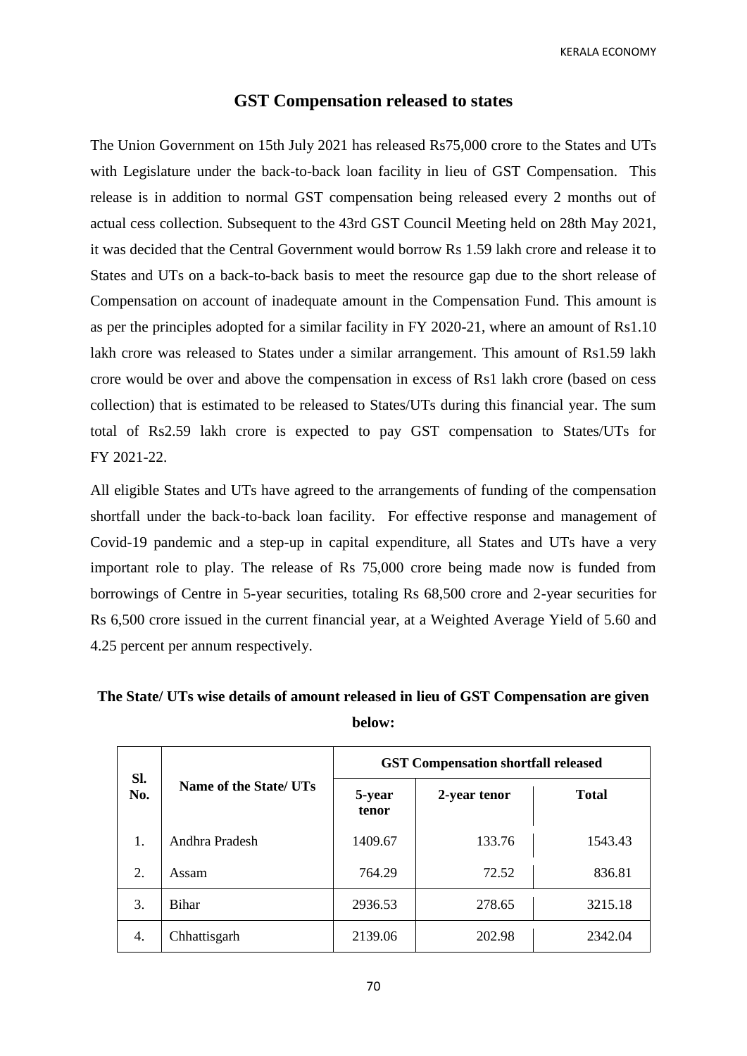## GST Compensation released to states

The Union Government on 15th July 2021 has released Rs75,000 crore to the States and UTs with Legislature under the back-to-back loan facility in lieu of GST Compensation. This release is in addition to normal GST compensation being released every 2 months out of actual cess collection. Subsequent to the 43rd GST Council Meeting held on 28th May 2021, it was decided that the Central Government would borrow Rs 1.59 lakh crore and release it to States and UTs on a back-to-back basis to meet the resource gap due to the short release of Compensation on account of inadequate amount in the Compensation Fund. This amount is as per the principles adopted for a similar facility in FY 2020-21, where an amount of Rs1.10 lakh crore was released to States under a similar arrangement. This amount of Rs1.59 lakh crore would be over and above the compensation in excess of Rs1 lakh crore (based on cess collection) that is estimated to be released to States/UTs during this financial year. The sum total of Rs2.59 lakh crore is expected to pay GST compensation to States/UTs for FY 2021-22.

All eligible States and UTs have agreed to the arrangements of funding of the compensation shortfall under the back-to-back loan facility. For effective response and management of Covid-19 pandemic and a step-up in capital expenditure, all States and UTs have a very important role to play. The release of Rs 75,000 crore being made now is funded from borrowings of Centre in 5-year securities, totaling Rs 68,500 crore and 2-year securities for Rs 6,500 crore issued in the current financial year, at a Weighted Average Yield of 5.60 and 4.25 percent per annum respectively.

**The State/ UTs wise details of amount released in lieu of GST Compensation are given below:**

| Sl. No. | Name of the State/ UTs | GST Compensation shortfall released | | |
|---|---|---|---|---|
| | | 5-year tenor | 2-year tenor | Total |
| 1. | Andhra Pradesh | 1409.67 | 133.76 | 1543.43 |
| 2. | Assam | 764.29 | 72.52 | 836.81 |
| 3. | Bihar | 2936.53 | 278.65 | 3215.18 |
| 4. | Chhattisgarh | 2139.06 | 202.98 | 2342.04 |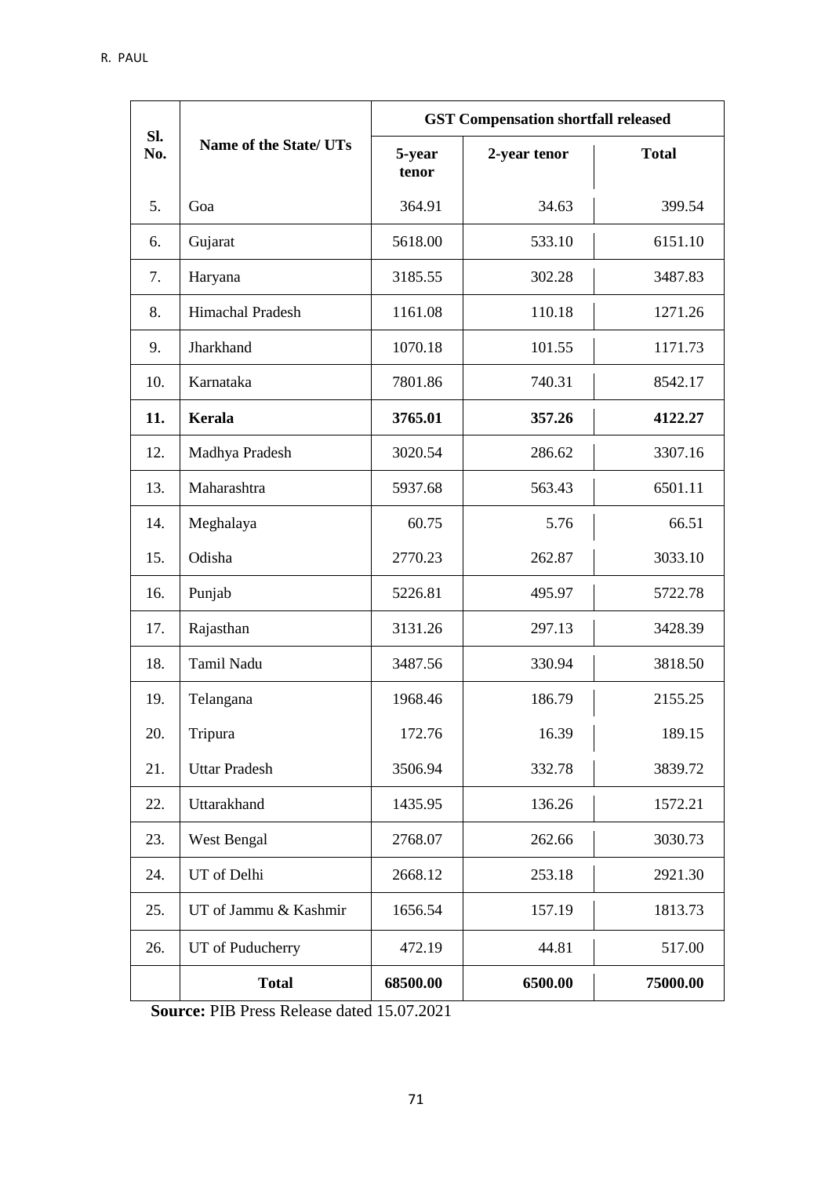| Sl. No. | Name of the State/ UTs | GST Compensation shortfall released | | |
|---|---|---|---|---|
| | | 5-year tenor | 2-year tenor | Total |
| 5. | Goa | 364.91 | 34.63 | 399.54 |
| 6. | Gujarat | 5618.00 | 533.10 | 6151.10 |
| 7. | Haryana | 3185.55 | 302.28 | 3487.83 |
| 8. | Himachal Pradesh | 1161.08 | 110.18 | 1271.26 |
| 9. | Jharkhand | 1070.18 | 101.55 | 1171.73 |
| 10. | Karnataka | 7801.86 | 740.31 | 8542.17 |
| **11.** | **Kerala** | **3765.01** | **357.26** | **4122.27** |
| 12. | Madhya Pradesh | 3020.54 | 286.62 | 3307.16 |
| 13. | Maharashtra | 5937.68 | 563.43 | 6501.11 |
| 14. | Meghalaya | 60.75 | 5.76 | 66.51 |
| 15. | Odisha | 2770.23 | 262.87 | 3033.10 |
| 16. | Punjab | 5226.81 | 495.97 | 5722.78 |
| 17. | Rajasthan | 3131.26 | 297.13 | 3428.39 |
| 18. | Tamil Nadu | 3487.56 | 330.94 | 3818.50 |
| 19. | Telangana | 1968.46 | 186.79 | 2155.25 |
| 20. | Tripura | 172.76 | 16.39 | 189.15 |
| 21. | Uttar Pradesh | 3506.94 | 332.78 | 3839.72 |
| 22. | Uttarakhand | 1435.95 | 136.26 | 1572.21 |
| 23. | West Bengal | 2768.07 | 262.66 | 3030.73 |
| 24. | UT of Delhi | 2668.12 | 253.18 | 2921.30 |
| 25. | UT of Jammu & Kashmir | 1656.54 | 157.19 | 1813.73 |
| 26. | UT of Puducherry | 472.19 | 44.81 | 517.00 |
| | **Total** | **68500.00** | **6500.00** | **75000.00** |

**Source:** PIB Press Release dated 15.07.2021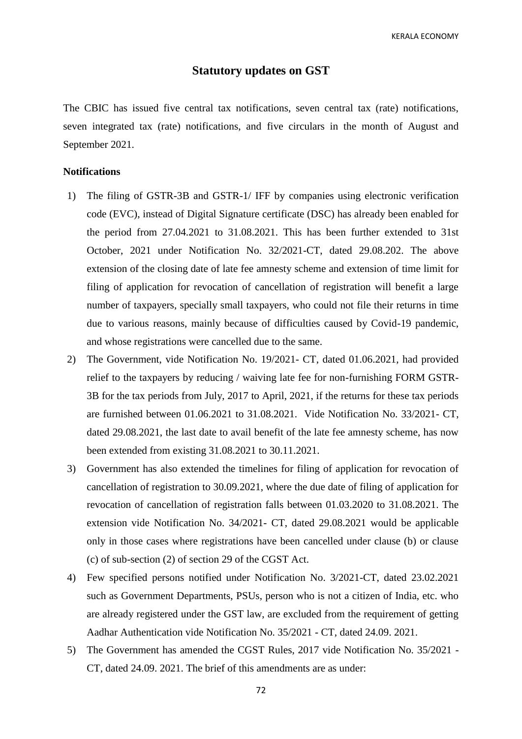## Statutory updates on GST

The CBIC has issued five central tax notifications, seven central tax (rate) notifications, seven integrated tax (rate) notifications, and five circulars in the month of August and September 2021.

### Notifications

1) The filing of GSTR-3B and GSTR-1/ IFF by companies using electronic verification code (EVC), instead of Digital Signature certificate (DSC) has already been enabled for the period from 27.04.2021 to 31.08.2021. This has been further extended to 31st October, 2021 under Notification No. 32/2021-CT, dated 29.08.202. The above extension of the closing date of late fee amnesty scheme and extension of time limit for filing of application for revocation of cancellation of registration will benefit a large number of taxpayers, specially small taxpayers, who could not file their returns in time due to various reasons, mainly because of difficulties caused by Covid-19 pandemic, and whose registrations were cancelled due to the same.
2) The Government, vide Notification No. 19/2021- CT, dated 01.06.2021, had provided relief to the taxpayers by reducing / waiving late fee for non-furnishing FORM GSTR-3B for the tax periods from July, 2017 to April, 2021, if the returns for these tax periods are furnished between 01.06.2021 to 31.08.2021. Vide Notification No. 33/2021- CT, dated 29.08.2021, the last date to avail benefit of the late fee amnesty scheme, has now been extended from existing 31.08.2021 to 30.11.2021.
3) Government has also extended the timelines for filing of application for revocation of cancellation of registration to 30.09.2021, where the due date of filing of application for revocation of cancellation of registration falls between 01.03.2020 to 31.08.2021. The extension vide Notification No. 34/2021- CT, dated 29.08.2021 would be applicable only in those cases where registrations have been cancelled under clause (b) or clause (c) of sub-section (2) of section 29 of the CGST Act.
4) Few specified persons notified under Notification No. 3/2021-CT, dated 23.02.2021 such as Government Departments, PSUs, person who is not a citizen of India, etc. who are already registered under the GST law, are excluded from the requirement of getting Aadhar Authentication vide Notification No. 35/2021 - CT, dated 24.09. 2021.
5) The Government has amended the CGST Rules, 2017 vide Notification No. 35/2021 - CT, dated 24.09. 2021. The brief of this amendments are as under: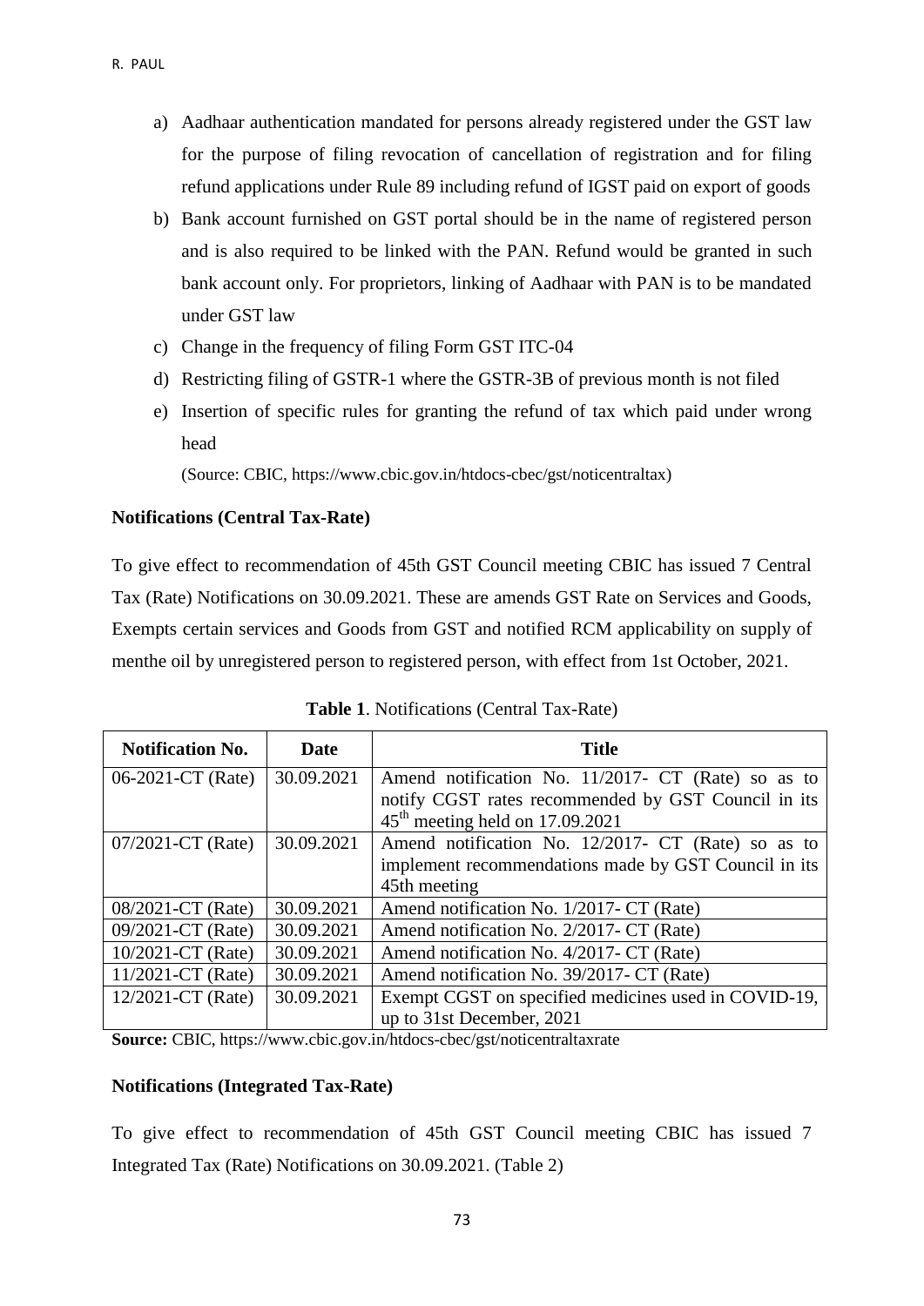a) Aadhaar authentication mandated for persons already registered under the GST law for the purpose of filing revocation of cancellation of registration and for filing refund applications under Rule 89 including refund of IGST paid on export of goods
b) Bank account furnished on GST portal should be in the name of registered person and is also required to be linked with the PAN. Refund would be granted in such bank account only. For proprietors, linking of Aadhaar with PAN is to be mandated under GST law
c) Change in the frequency of filing Form GST ITC-04
d) Restricting filing of GSTR-1 where the GSTR-3B of previous month is not filed
e) Insertion of specific rules for granting the refund of tax which paid under wrong head

(Source: CBIC, https://www.cbic.gov.in/htdocs-cbec/gst/noticentraltax)

**Notifications (Central Tax-Rate)**

To give effect to recommendation of 45th GST Council meeting CBIC has issued 7 Central Tax (Rate) Notifications on 30.09.2021. These are amends GST Rate on Services and Goods, Exempts certain services and Goods from GST and notified RCM applicability on supply of menthe oil by unregistered person to registered person, with effect from 1st October, 2021.

**Table 1**. Notifications (Central Tax-Rate)

| Notification No. | Date | Title |
|---|---|---|
| 06-2021-CT (Rate) | 30.09.2021 | Amend notification No. 11/2017- CT (Rate) so as to notify CGST rates recommended by GST Council in its 45th meeting held on 17.09.2021 |
| 07/2021-CT (Rate) | 30.09.2021 | Amend notification No. 12/2017- CT (Rate) so as to implement recommendations made by GST Council in its 45th meeting |
| 08/2021-CT (Rate) | 30.09.2021 | Amend notification No. 1/2017- CT (Rate) |
| 09/2021-CT (Rate) | 30.09.2021 | Amend notification No. 2/2017- CT (Rate) |
| 10/2021-CT (Rate) | 30.09.2021 | Amend notification No. 4/2017- CT (Rate) |
| 11/2021-CT (Rate) | 30.09.2021 | Amend notification No. 39/2017- CT (Rate) |
| 12/2021-CT (Rate) | 30.09.2021 | Exempt CGST on specified medicines used in COVID-19, up to 31st December, 2021 |

**Source:** CBIC, https://www.cbic.gov.in/htdocs-cbec/gst/noticentraltaxrate

**Notifications (Integrated Tax-Rate)**

To give effect to recommendation of 45th GST Council meeting CBIC has issued 7 Integrated Tax (Rate) Notifications on 30.09.2021. (Table 2)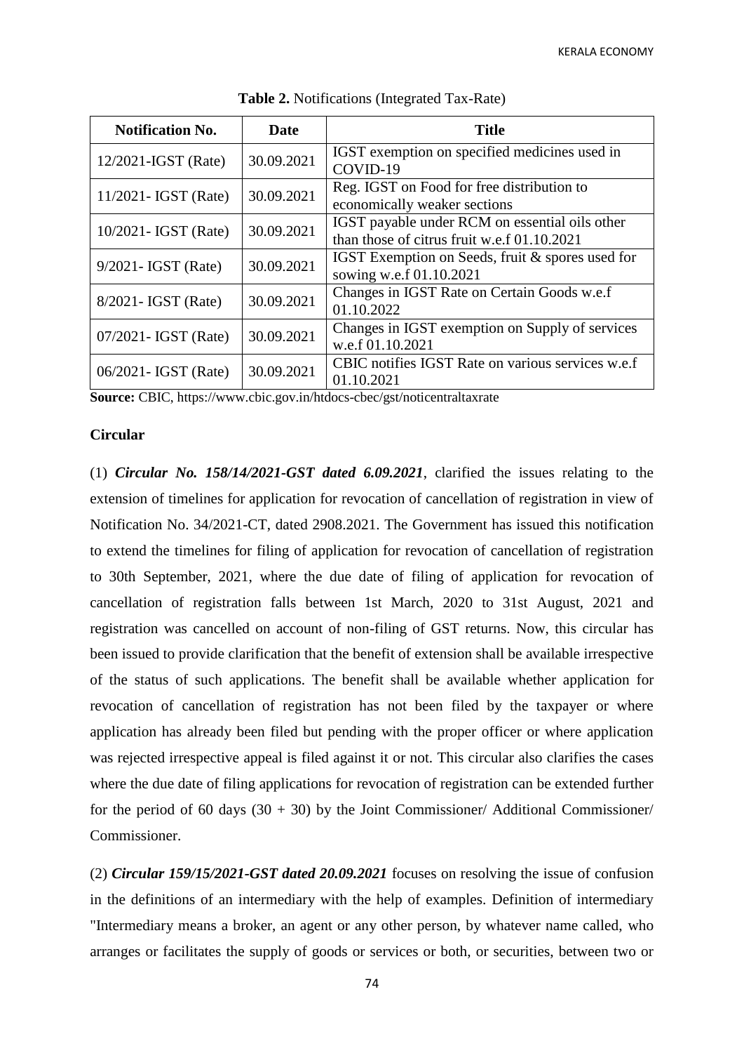**Table 2.** Notifications (Integrated Tax-Rate)

| Notification No. | Date | Title |
|---|---|---|
| 12/2021-IGST (Rate) | 30.09.2021 | IGST exemption on specified medicines used in COVID-19 |
| 11/2021- IGST (Rate) | 30.09.2021 | Reg. IGST on Food for free distribution to economically weaker sections |
| 10/2021- IGST (Rate) | 30.09.2021 | IGST payable under RCM on essential oils other than those of citrus fruit w.e.f 01.10.2021 |
| 9/2021- IGST (Rate) | 30.09.2021 | IGST Exemption on Seeds, fruit & spores used for sowing w.e.f 01.10.2021 |
| 8/2021- IGST (Rate) | 30.09.2021 | Changes in IGST Rate on Certain Goods w.e.f 01.10.2022 |
| 07/2021- IGST (Rate) | 30.09.2021 | Changes in IGST exemption on Supply of services w.e.f 01.10.2021 |
| 06/2021- IGST (Rate) | 30.09.2021 | CBIC notifies IGST Rate on various services w.e.f 01.10.2021 |

**Source:** CBIC, https://www.cbic.gov.in/htdocs-cbec/gst/noticentraltaxrate

**Circular**

(1) ***Circular No. 158/14/2021-GST dated 6.09.2021***, clarified the issues relating to the extension of timelines for application for revocation of cancellation of registration in view of Notification No. 34/2021-CT, dated 2908.2021. The Government has issued this notification to extend the timelines for filing of application for revocation of cancellation of registration to 30th September, 2021, where the due date of filing of application for revocation of cancellation of registration falls between 1st March, 2020 to 31st August, 2021 and registration was cancelled on account of non-filing of GST returns. Now, this circular has been issued to provide clarification that the benefit of extension shall be available irrespective of the status of such applications. The benefit shall be available whether application for revocation of cancellation of registration has not been filed by the taxpayer or where application has already been filed but pending with the proper officer or where application was rejected irrespective appeal is filed against it or not. This circular also clarifies the cases where the due date of filing applications for revocation of registration can be extended further for the period of 60 days (30 + 30) by the Joint Commissioner/ Additional Commissioner/ Commissioner.

(2) ***Circular 159/15/2021-GST dated 20.09.2021*** focuses on resolving the issue of confusion in the definitions of an intermediary with the help of examples. Definition of intermediary "Intermediary means a broker, an agent or any other person, by whatever name called, who arranges or facilitates the supply of goods or services or both, or securities, between two or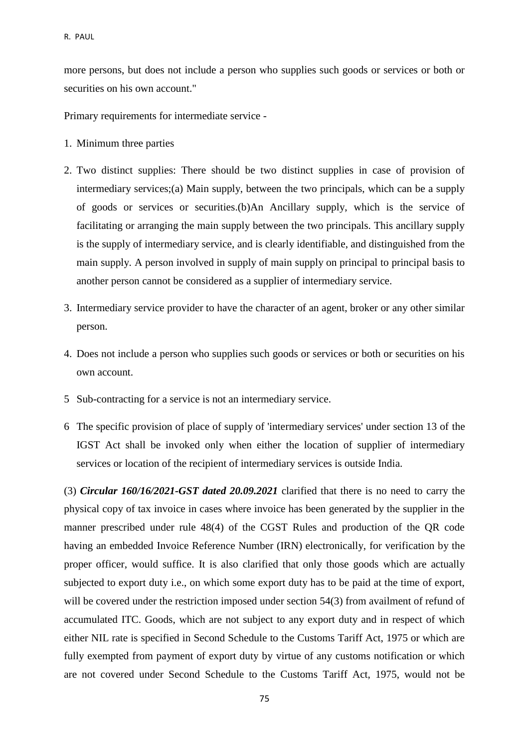more persons, but does not include a person who supplies such goods or services or both or securities on his own account."

Primary requirements for intermediate service -

1. Minimum three parties
2. Two distinct supplies: There should be two distinct supplies in case of provision of intermediary services;(a) Main supply, between the two principals, which can be a supply of goods or services or securities.(b)An Ancillary supply, which is the service of facilitating or arranging the main supply between the two principals. This ancillary supply is the supply of intermediary service, and is clearly identifiable, and distinguished from the main supply. A person involved in supply of main supply on principal to principal basis to another person cannot be considered as a supplier of intermediary service.
3. Intermediary service provider to have the character of an agent, broker or any other similar person.
4. Does not include a person who supplies such goods or services or both or securities on his own account.
5. Sub-contracting for a service is not an intermediary service.
6. The specific provision of place of supply of 'intermediary services' under section 13 of the IGST Act shall be invoked only when either the location of supplier of intermediary services or location of the recipient of intermediary services is outside India.

(3) ***Circular 160/16/2021-GST dated 20.09.2021*** clarified that there is no need to carry the physical copy of tax invoice in cases where invoice has been generated by the supplier in the manner prescribed under rule 48(4) of the CGST Rules and production of the QR code having an embedded Invoice Reference Number (IRN) electronically, for verification by the proper officer, would suffice. It is also clarified that only those goods which are actually subjected to export duty i.e., on which some export duty has to be paid at the time of export, will be covered under the restriction imposed under section 54(3) from availment of refund of accumulated ITC. Goods, which are not subject to any export duty and in respect of which either NIL rate is specified in Second Schedule to the Customs Tariff Act, 1975 or which are fully exempted from payment of export duty by virtue of any customs notification or which are not covered under Second Schedule to the Customs Tariff Act, 1975, would not be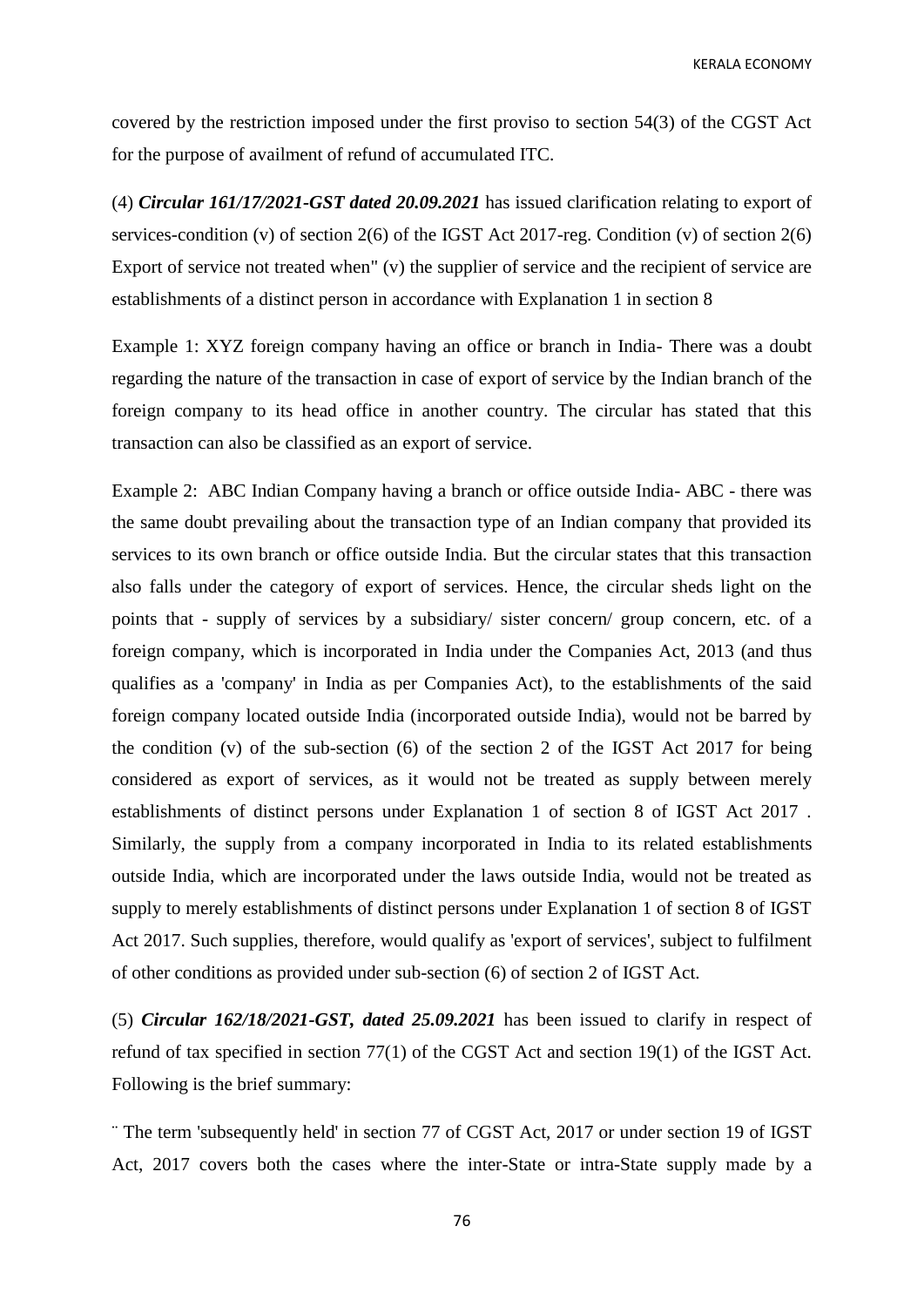covered by the restriction imposed under the first proviso to section 54(3) of the CGST Act for the purpose of availment of refund of accumulated ITC.

(4) ***Circular 161/17/2021-GST dated 20.09.2021*** has issued clarification relating to export of services-condition (v) of section 2(6) of the IGST Act 2017-reg. Condition (v) of section 2(6) Export of service not treated when" (v) the supplier of service and the recipient of service are establishments of a distinct person in accordance with Explanation 1 in section 8

Example 1: XYZ foreign company having an office or branch in India- There was a doubt regarding the nature of the transaction in case of export of service by the Indian branch of the foreign company to its head office in another country. The circular has stated that this transaction can also be classified as an export of service.

Example 2: ABC Indian Company having a branch or office outside India- ABC - there was the same doubt prevailing about the transaction type of an Indian company that provided its services to its own branch or office outside India. But the circular states that this transaction also falls under the category of export of services. Hence, the circular sheds light on the points that - supply of services by a subsidiary/ sister concern/ group concern, etc. of a foreign company, which is incorporated in India under the Companies Act, 2013 (and thus qualifies as a 'company' in India as per Companies Act), to the establishments of the said foreign company located outside India (incorporated outside India), would not be barred by the condition (v) of the sub-section (6) of the section 2 of the IGST Act 2017 for being considered as export of services, as it would not be treated as supply between merely establishments of distinct persons under Explanation 1 of section 8 of IGST Act 2017 . Similarly, the supply from a company incorporated in India to its related establishments outside India, which are incorporated under the laws outside India, would not be treated as supply to merely establishments of distinct persons under Explanation 1 of section 8 of IGST Act 2017. Such supplies, therefore, would qualify as 'export of services', subject to fulfilment of other conditions as provided under sub-section (6) of section 2 of IGST Act.

(5) ***Circular 162/18/2021-GST, dated 25.09.2021*** has been issued to clarify in respect of refund of tax specified in section 77(1) of the CGST Act and section 19(1) of the IGST Act. Following is the brief summary:

¨ The term 'subsequently held' in section 77 of CGST Act, 2017 or under section 19 of IGST Act, 2017 covers both the cases where the inter-State or intra-State supply made by a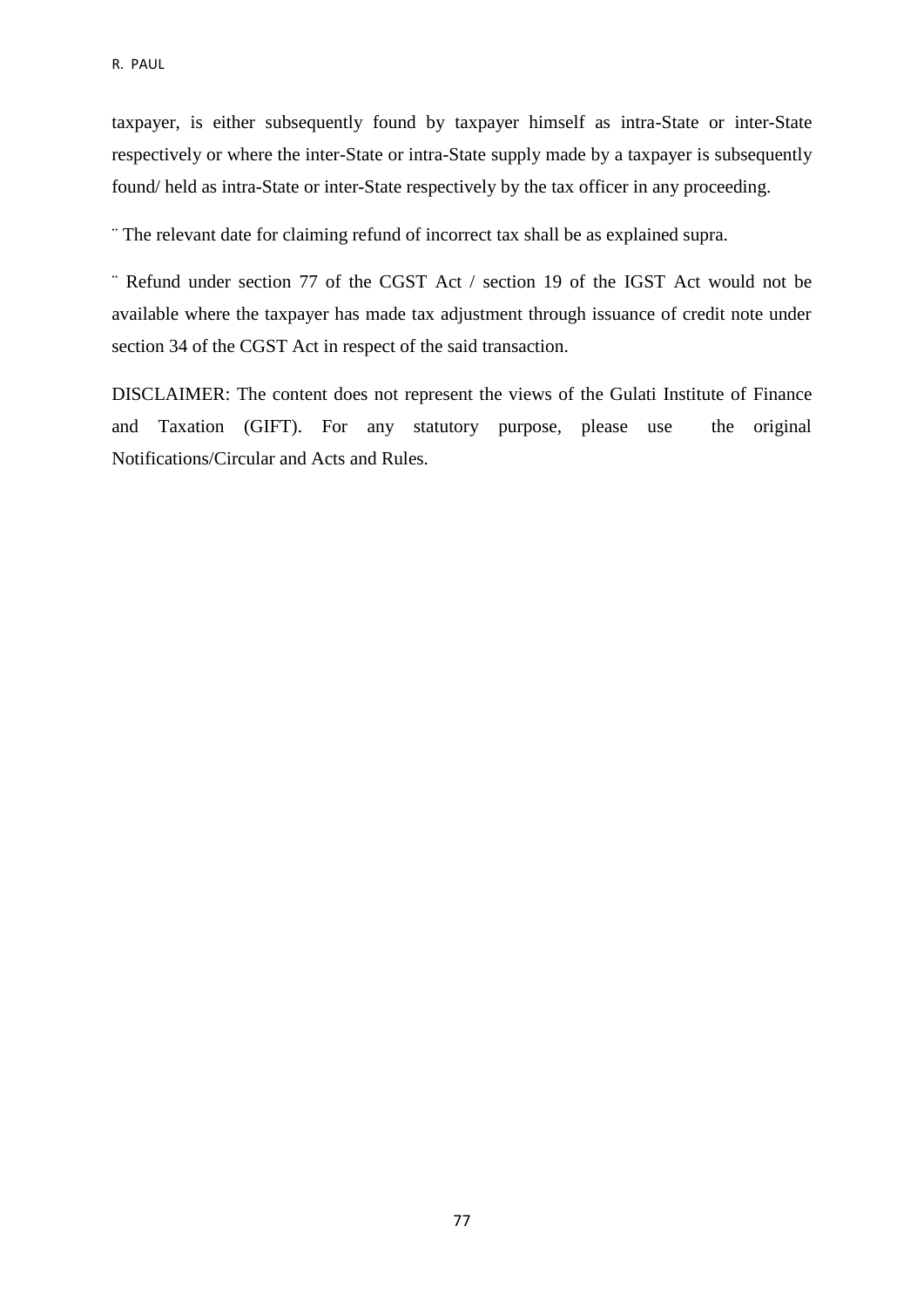taxpayer, is either subsequently found by taxpayer himself as intra-State or inter-State respectively or where the inter-State or intra-State supply made by a taxpayer is subsequently found/ held as intra-State or inter-State respectively by the tax officer in any proceeding.

- The relevant date for claiming refund of incorrect tax shall be as explained supra.
- Refund under section 77 of the CGST Act / section 19 of the IGST Act would not be available where the taxpayer has made tax adjustment through issuance of credit note under section 34 of the CGST Act in respect of the said transaction.

DISCLAIMER: The content does not represent the views of the Gulati Institute of Finance and Taxation (GIFT). For any statutory purpose, please use the original Notifications/Circular and Acts and Rules.